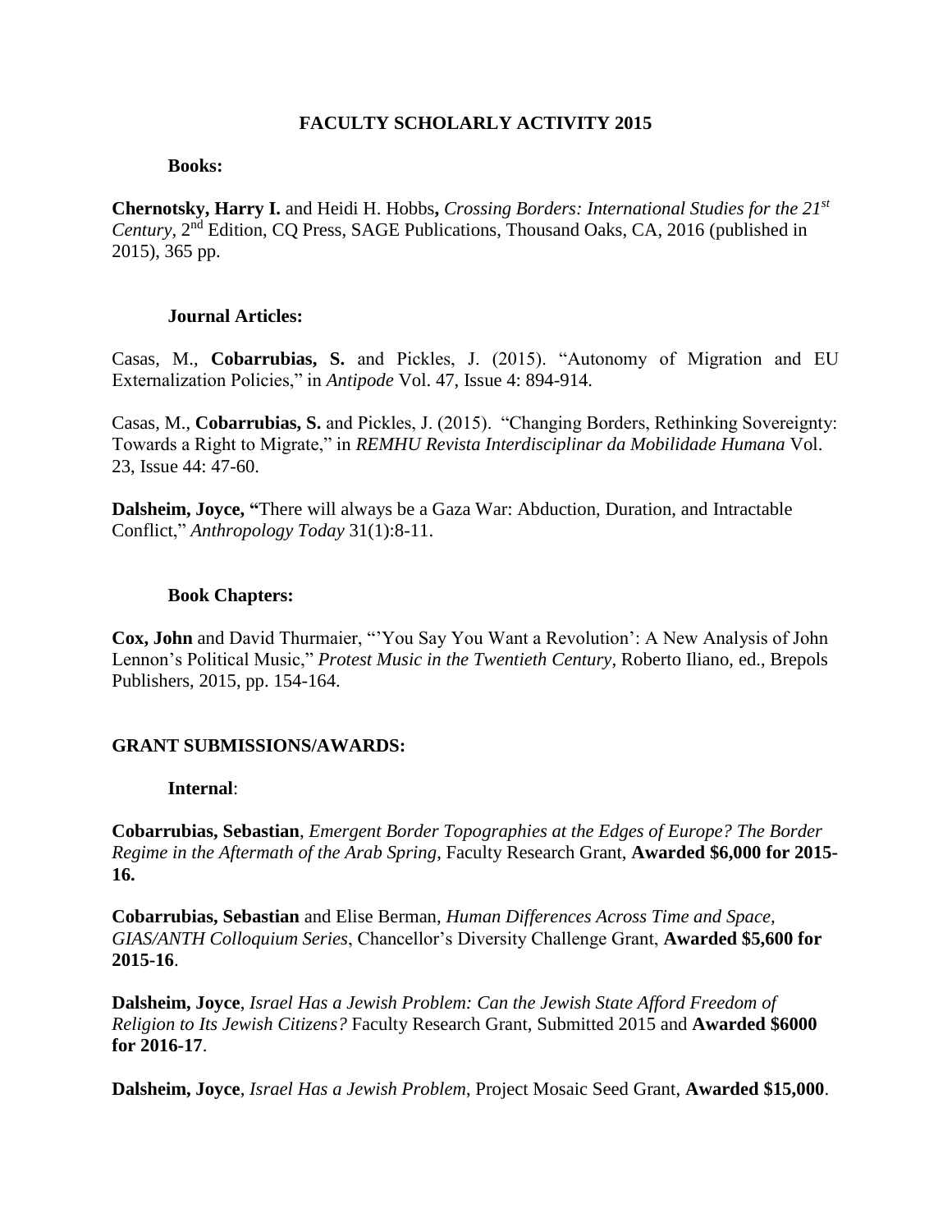# FACULTY SCHOLARLY ACTIVITY 2015

### Books:

**Chernotsky, Harry I.** and Heidi H. Hobbs**,** *Crossing Borders: International Studies for the 21st Century*, 2nd Edition, CQ Press, SAGE Publications, Thousand Oaks, CA, 2016 (published in 2015), 365 pp.

### Journal Articles:

Casas, M., **Cobarrubias, S.** and Pickles, J. (2015). "Autonomy of Migration and EU Externalization Policies," in *Antipode* Vol. 47, Issue 4: 894-914.

Casas, M., **Cobarrubias, S.** and Pickles, J. (2015). "Changing Borders, Rethinking Sovereignty: Towards a Right to Migrate," in *REMHU Revista Interdisciplinar da Mobilidade Humana* Vol. 23, Issue 44: 47-60.

**Dalsheim, Joyce, "**There will always be a Gaza War: Abduction, Duration, and Intractable Conflict," *Anthropology Today* 31(1):8-11.

### Book Chapters:

**Cox, John** and David Thurmaier, "'You Say You Want a Revolution': A New Analysis of John Lennon's Political Music," *Protest Music in the Twentieth Century*, Roberto Iliano, ed., Brepols Publishers, 2015, pp. 154-164.

## GRANT SUBMISSIONS/AWARDS:

### Internal:

**Cobarrubias, Sebastian**, *Emergent Border Topographies at the Edges of Europe? The Border Regime in the Aftermath of the Arab Spring*, Faculty Research Grant, **Awarded $6,000 for 2015-16.**

**Cobarrubias, Sebastian** and Elise Berman, *Human Differences Across Time and Space, GIAS/ANTH Colloquium Series*, Chancellor's Diversity Challenge Grant, **Awarded $5,600 for 2015-16**.

**Dalsheim, Joyce**, *Israel Has a Jewish Problem: Can the Jewish State Afford Freedom of Religion to Its Jewish Citizens?* Faculty Research Grant, Submitted 2015 and **Awarded $6000 for 2016-17**.

**Dalsheim, Joyce**, *Israel Has a Jewish Problem*, Project Mosaic Seed Grant, **Awarded $15,000**.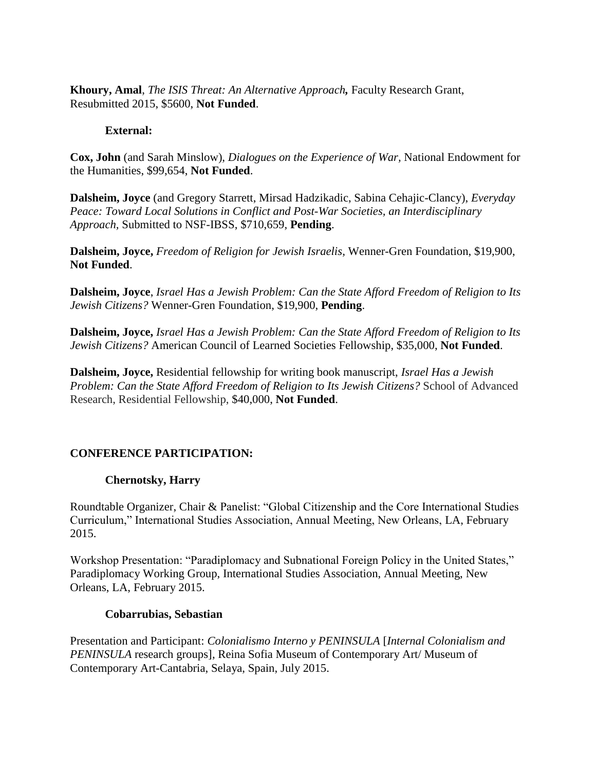**Khoury, Amal**, *The ISIS Threat: An Alternative Approach,* Faculty Research Grant, Resubmitted 2015, $5600, **Not Funded**.

**External:**

**Cox, John** (and Sarah Minslow), *Dialogues on the Experience of War,* National Endowment for the Humanities, $99,654, **Not Funded**.

**Dalsheim, Joyce** (and Gregory Starrett, Mirsad Hadzikadic, Sabina Cehajic-Clancy), *Everyday Peace: Toward Local Solutions in Conflict and Post-War Societies, an Interdisciplinary Approach,* Submitted to NSF-IBSS, $710,659, **Pending**.

**Dalsheim, Joyce,** *Freedom of Religion for Jewish Israelis,* Wenner-Gren Foundation, $19,900, **Not Funded**.

**Dalsheim, Joyce**, *Israel Has a Jewish Problem: Can the State Afford Freedom of Religion to Its Jewish Citizens?* Wenner-Gren Foundation, $19,900, **Pending**.

**Dalsheim, Joyce,** *Israel Has a Jewish Problem: Can the State Afford Freedom of Religion to Its Jewish Citizens?* American Council of Learned Societies Fellowship, $35,000, **Not Funded**.

**Dalsheim, Joyce,** Residential fellowship for writing book manuscript, *Israel Has a Jewish Problem: Can the State Afford Freedom of Religion to Its Jewish Citizens?* School of Advanced Research, Residential Fellowship, $40,000, **Not Funded**.

## CONFERENCE PARTICIPATION:

**Chernotsky, Harry**

Roundtable Organizer, Chair & Panelist: "Global Citizenship and the Core International Studies Curriculum," International Studies Association, Annual Meeting, New Orleans, LA, February 2015.

Workshop Presentation: "Paradiplomacy and Subnational Foreign Policy in the United States," Paradiplomacy Working Group, International Studies Association, Annual Meeting, New Orleans, LA, February 2015.

**Cobarrubias, Sebastian**

Presentation and Participant: *Colonialismo Interno y PENINSULA* [*Internal Colonialism and PENINSULA* research groups], Reina Sofia Museum of Contemporary Art/ Museum of Contemporary Art-Cantabria, Selaya, Spain, July 2015.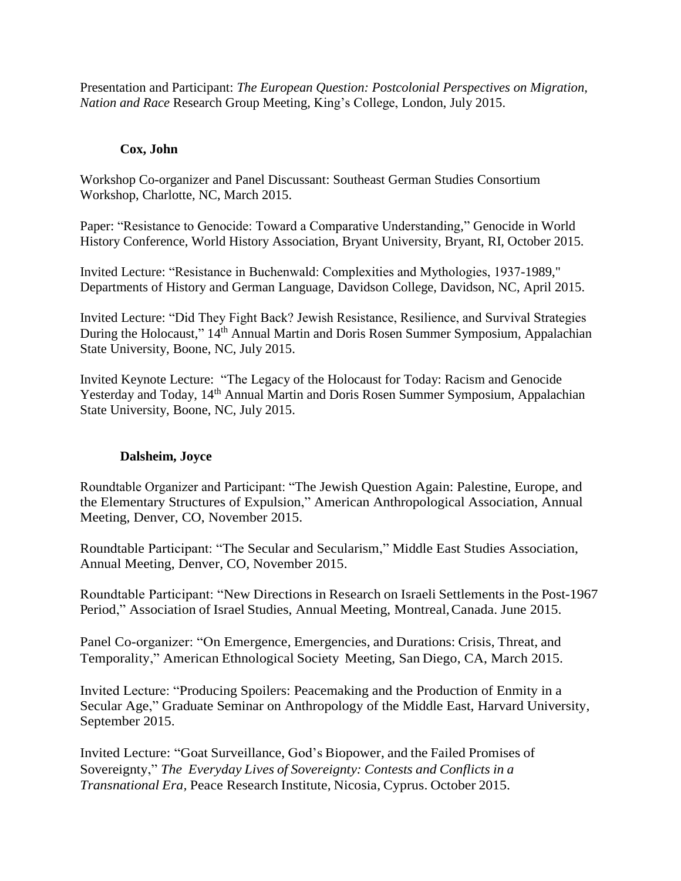Presentation and Participant: *The European Question: Postcolonial Perspectives on Migration, Nation and Race* Research Group Meeting, King's College, London, July 2015.

### Cox, John

Workshop Co-organizer and Panel Discussant: Southeast German Studies Consortium Workshop, Charlotte, NC, March 2015.

Paper: "Resistance to Genocide: Toward a Comparative Understanding," Genocide in World History Conference, World History Association, Bryant University, Bryant, RI, October 2015.

Invited Lecture: "Resistance in Buchenwald: Complexities and Mythologies, 1937-1989," Departments of History and German Language, Davidson College, Davidson, NC, April 2015.

Invited Lecture: "Did They Fight Back? Jewish Resistance, Resilience, and Survival Strategies During the Holocaust," 14th Annual Martin and Doris Rosen Summer Symposium, Appalachian State University, Boone, NC, July 2015.

Invited Keynote Lecture: "The Legacy of the Holocaust for Today: Racism and Genocide Yesterday and Today, 14th Annual Martin and Doris Rosen Summer Symposium, Appalachian State University, Boone, NC, July 2015.

### Dalsheim, Joyce

Roundtable Organizer and Participant: "The Jewish Question Again: Palestine, Europe, and the Elementary Structures of Expulsion," American Anthropological Association, Annual Meeting, Denver, CO, November 2015.

Roundtable Participant: "The Secular and Secularism," Middle East Studies Association, Annual Meeting, Denver, CO, November 2015.

Roundtable Participant: "New Directions in Research on Israeli Settlements in the Post-1967 Period," Association of Israel Studies, Annual Meeting, Montreal, Canada. June 2015.

Panel Co-organizer: "On Emergence, Emergencies, and Durations: Crisis, Threat, and Temporality," American Ethnological Society Meeting, San Diego, CA, March 2015.

Invited Lecture: "Producing Spoilers: Peacemaking and the Production of Enmity in a Secular Age," Graduate Seminar on Anthropology of the Middle East, Harvard University, September 2015.

Invited Lecture: "Goat Surveillance, God's Biopower, and the Failed Promises of Sovereignty," *The Everyday Lives of Sovereignty: Contests and Conflicts in a Transnational Era,* Peace Research Institute, Nicosia, Cyprus. October 2015.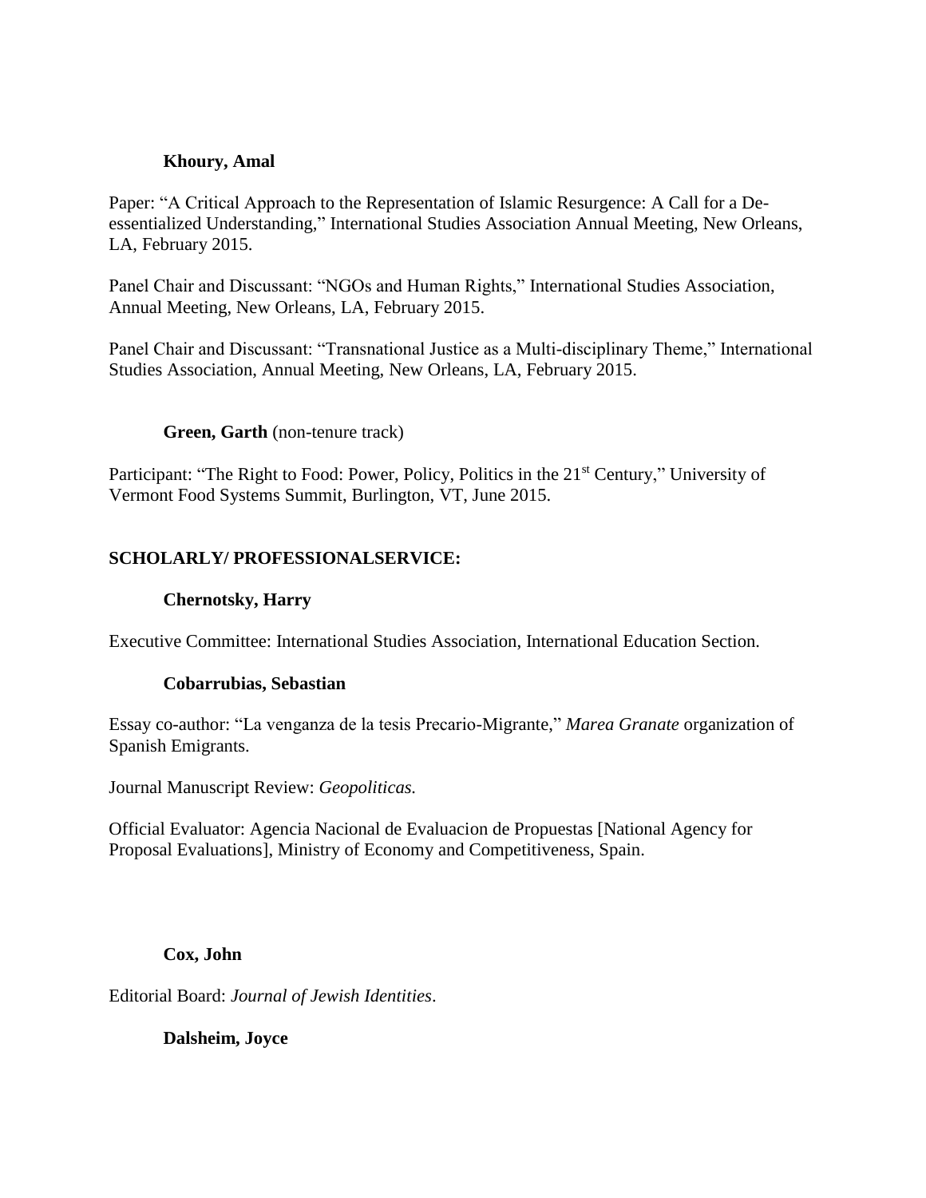**Khoury, Amal**

Paper: "A Critical Approach to the Representation of Islamic Resurgence: A Call for a De-essentialized Understanding," International Studies Association Annual Meeting, New Orleans, LA, February 2015.

Panel Chair and Discussant: "NGOs and Human Rights," International Studies Association, Annual Meeting, New Orleans, LA, February 2015.

Panel Chair and Discussant: "Transnational Justice as a Multi-disciplinary Theme," International Studies Association, Annual Meeting, New Orleans, LA, February 2015.

**Green, Garth** (non-tenure track)

Participant: "The Right to Food: Power, Policy, Politics in the 21st Century," University of Vermont Food Systems Summit, Burlington, VT, June 2015.

## SCHOLARLY/ PROFESSIONALSERVICE:

**Chernotsky, Harry**

Executive Committee: International Studies Association, International Education Section.

**Cobarrubias, Sebastian**

Essay co-author: "La venganza de la tesis Precario-Migrante," *Marea Granate* organization of Spanish Emigrants.

Journal Manuscript Review: *Geopoliticas.*

Official Evaluator: Agencia Nacional de Evaluacion de Propuestas [National Agency for Proposal Evaluations], Ministry of Economy and Competitiveness, Spain.

**Cox, John**

Editorial Board: *Journal of Jewish Identities*.

**Dalsheim, Joyce**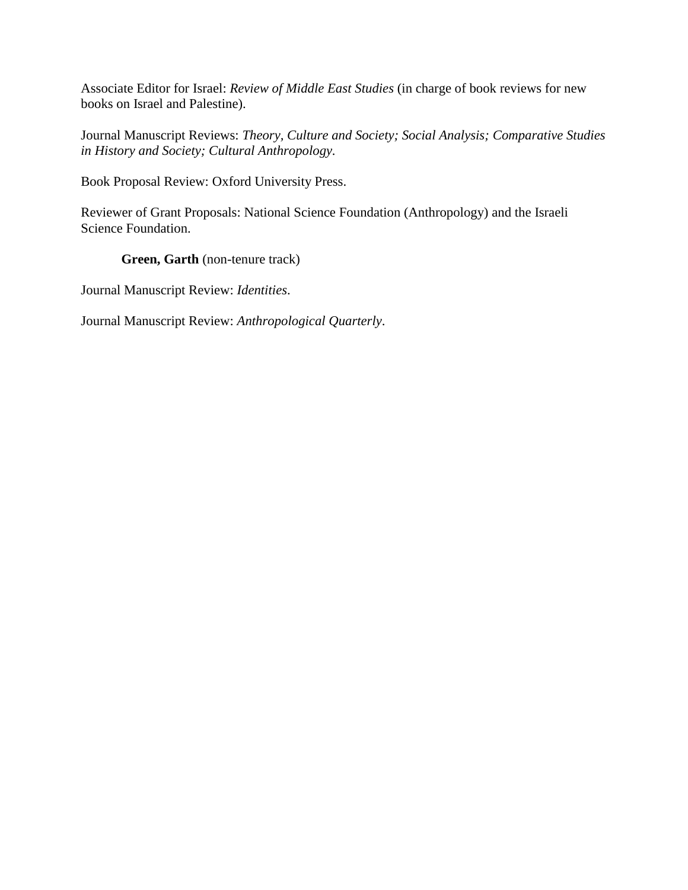Associate Editor for Israel: *Review of Middle East Studies* (in charge of book reviews for new books on Israel and Palestine).

Journal Manuscript Reviews: *Theory, Culture and Society; Social Analysis; Comparative Studies in History and Society; Cultural Anthropology*.

Book Proposal Review: Oxford University Press.

Reviewer of Grant Proposals: National Science Foundation (Anthropology) and the Israeli Science Foundation.

**Green, Garth** (non-tenure track)

Journal Manuscript Review: *Identities*.

Journal Manuscript Review: *Anthropological Quarterly*.